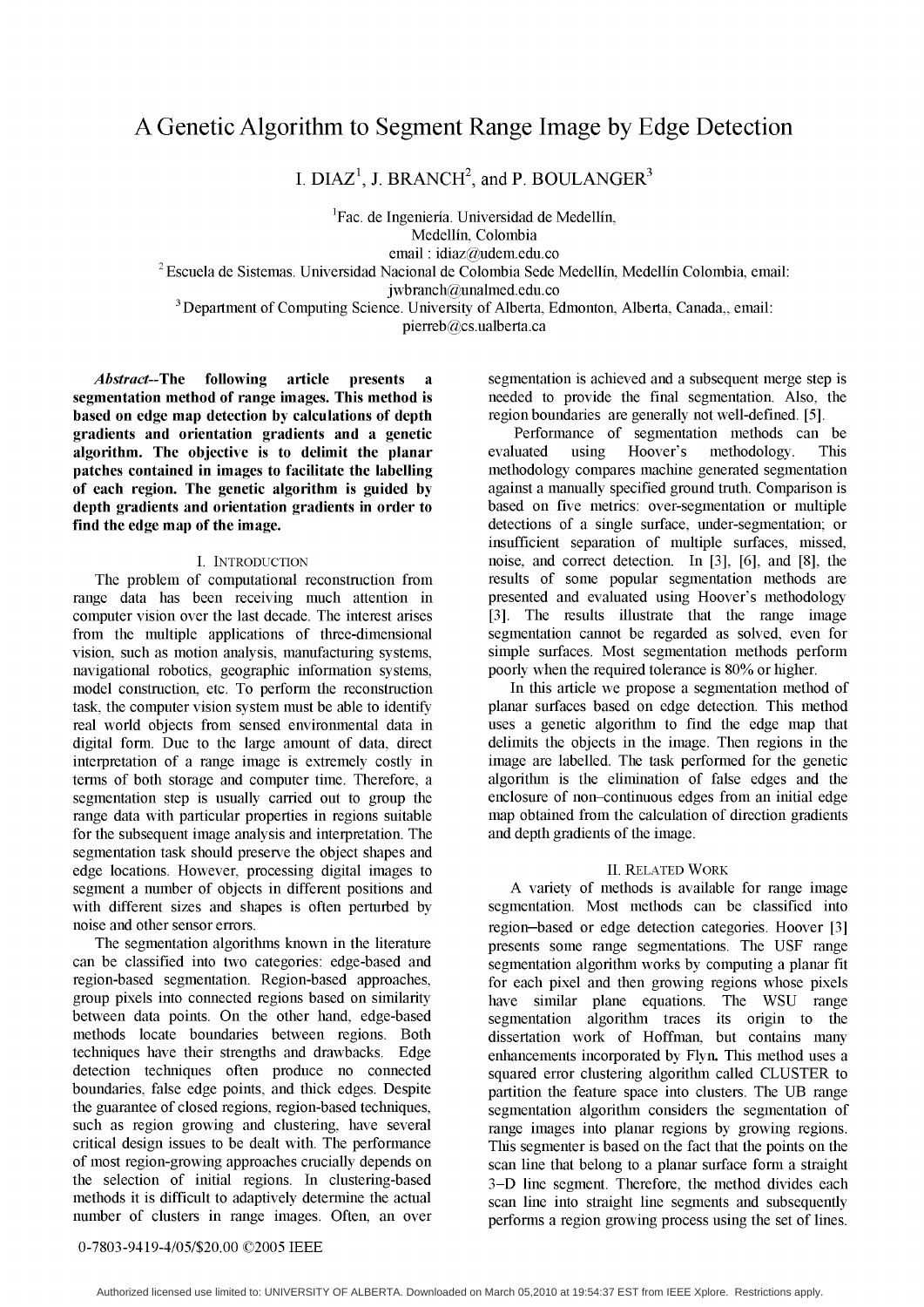# A Genetic Algorithm to Segment Range Image by Edge Detection

I. DIAZ[1], J. BRANCH[2], and P. BOULANGER[3]

[1]Fac. de Ingeniería. Universidad de Medellín, Medellín, Colombia
email : idiaz@udem.edu.co

[2]Escuela de Sistemas. Universidad Nacional de Colombia Sede Medellín, Medellín Colombia, email: jwbranch@unalmed.edu.co

[3]Department of Computing Science. University of Alberta, Edmonton, Alberta, Canada,, email: pierreb@cs.ualberta.ca

***Abstract*--The following article presents a segmentation method of range images. This method is based on edge map detection by calculations of depth gradients and orientation gradients and a genetic algorithm. The objective is to delimit the planar patches contained in images to facilitate the labelling of each region. The genetic algorithm is guided by depth gradients and orientation gradients in order to find the edge map of the image.**

## I. Introduction

The problem of computational reconstruction from range data has been receiving much attention in computer vision over the last decade. The interest arises from the multiple applications of three-dimensional vision, such as motion analysis, manufacturing systems, navigational robotics, geographic information systems, model construction, etc. To perform the reconstruction task, the computer vision system must be able to identify real world objects from sensed environmental data in digital form. Due to the large amount of data, direct interpretation of a range image is extremely costly in terms of both storage and computer time. Therefore, a segmentation step is usually carried out to group the range data with particular properties in regions suitable for the subsequent image analysis and interpretation. The segmentation task should preserve the object shapes and edge locations. However, processing digital images to segment a number of objects in different positions and with different sizes and shapes is often perturbed by noise and other sensor errors.

The segmentation algorithms known in the literature can be classified into two categories: edge-based and region-based segmentation. Region-based approaches, group pixels into connected regions based on similarity between data points. On the other hand, edge-based methods locate boundaries between regions. Both techniques have their strengths and drawbacks. Edge detection techniques often produce no connected boundaries, false edge points, and thick edges. Despite the guarantee of closed regions, region-based techniques, such as region growing and clustering, have several critical design issues to be dealt with. The performance of most region-growing approaches crucially depends on the selection of initial regions. In clustering-based methods it is difficult to adaptively determine the actual number of clusters in range images. Often, an over segmentation is achieved and a subsequent merge step is needed to provide the final segmentation. Also, the region boundaries are generally not well-defined. [5].

Performance of segmentation methods can be evaluated using Hoover's methodology. This methodology compares machine generated segmentation against a manually specified ground truth. Comparison is based on five metrics: over-segmentation or multiple detections of a single surface, under-segmentation; or insufficient separation of multiple surfaces, missed, noise, and correct detection. In [3], [6], and [8], the results of some popular segmentation methods are presented and evaluated using Hoover's methodology [3]. The results illustrate that the range image segmentation cannot be regarded as solved, even for simple surfaces. Most segmentation methods perform poorly when the required tolerance is 80% or higher.

In this article we propose a segmentation method of planar surfaces based on edge detection. This method uses a genetic algorithm to find the edge map that delimits the objects in the image. Then regions in the image are labelled. The task performed for the genetic algorithm is the elimination of false edges and the enclosure of non–continuous edges from an initial edge map obtained from the calculation of direction gradients and depth gradients of the image.

## II. Related Work

A variety of methods is available for range image segmentation. Most methods can be classified into region–based or edge detection categories. Hoover [3] presents some range segmentations. The USF range segmentation algorithm works by computing a planar fit for each pixel and then growing regions whose pixels have similar plane equations. The WSU range segmentation algorithm traces its origin to the dissertation work of Hoffman, but contains many enhancements incorporated by Flyn. This method uses a squared error clustering algorithm called CLUSTER to partition the feature space into clusters. The UB range segmentation algorithm considers the segmentation of range images into planar regions by growing regions. This segmenter is based on the fact that the points on the scan line that belong to a planar surface form a straight 3–D line segment. Therefore, the method divides each scan line into straight line segments and subsequently performs a region growing process using the set of lines.

0-7803-9419-4/05/$20.00 ©2005 IEEE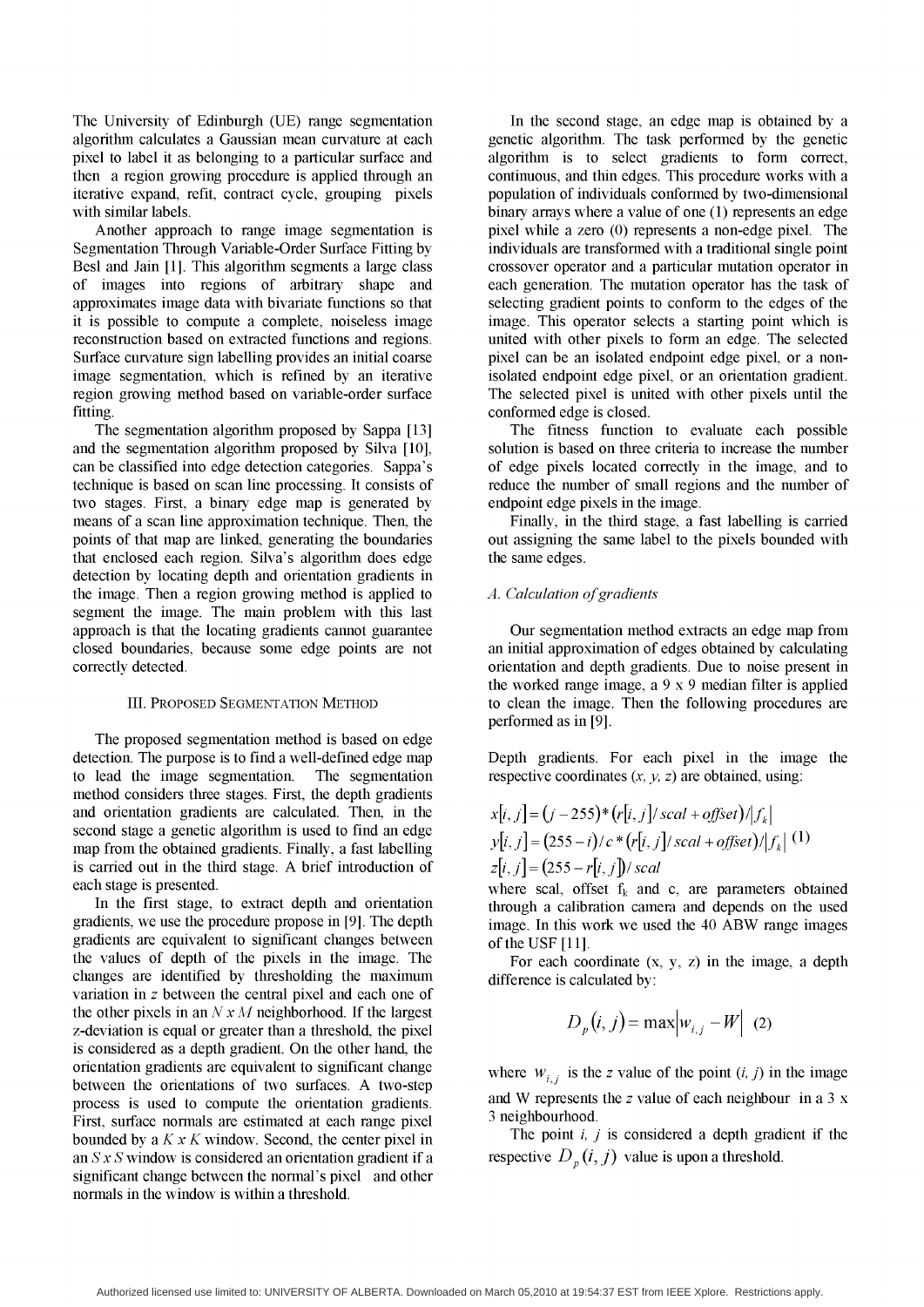The University of Edinburgh (UE) range segmentation algorithm calculates a Gaussian mean curvature at each pixel to label it as belonging to a particular surface and then a region growing procedure is applied through an iterative expand, refit, contract cycle, grouping pixels with similar labels.

Another approach to range image segmentation is Segmentation Through Variable-Order Surface Fitting by Besl and Jain [1]. This algorithm segments a large class of images into regions of arbitrary shape and approximates image data with bivariate functions so that it is possible to compute a complete, noiseless image reconstruction based on extracted functions and regions. Surface curvature sign labelling provides an initial coarse image segmentation, which is refined by an iterative region growing method based on variable-order surface fitting.

The segmentation algorithm proposed by Sappa [13] and the segmentation algorithm proposed by Silva [10], can be classified into edge detection categories. Sappa's technique is based on scan line processing. It consists of two stages. First, a binary edge map is generated by means of a scan line approximation technique. Then, the points of that map are linked, generating the boundaries that enclosed each region. Silva's algorithm does edge detection by locating depth and orientation gradients in the image. Then a region growing method is applied to segment the image. The main problem with this last approach is that the locating gradients cannot guarantee closed boundaries, because some edge points are not correctly detected.

## III. Proposed Segmentation Method

The proposed segmentation method is based on edge detection. The purpose is to find a well-defined edge map to lead the image segmentation. The segmentation method considers three stages. First, the depth gradients and orientation gradients are calculated. Then, in the second stage a genetic algorithm is used to find an edge map from the obtained gradients. Finally, a fast labelling is carried out in the third stage. A brief introduction of each stage is presented.

In the first stage, to extract depth and orientation gradients, we use the procedure propose in [9]. The depth gradients are equivalent to significant changes between the values of depth of the pixels in the image. The changes are identified by thresholding the maximum variation in *z* between the central pixel and each one of the other pixels in an $N \, x \, M$ neighborhood. If the largest z-deviation is equal or greater than a threshold, the pixel is considered as a depth gradient. On the other hand, the orientation gradients are equivalent to significant change between the orientations of two surfaces. A two-step process is used to compute the orientation gradients. First, surface normals are estimated at each range pixel bounded by a $K \, x \, K$ window. Second, the center pixel in an $S \, x \, S$ window is considered an orientation gradient if a significant change between the normal's pixel and other normals in the window is within a threshold.

In the second stage, an edge map is obtained by a genetic algorithm. The task performed by the genetic algorithm is to select gradients to form correct, continuous, and thin edges. This procedure works with a population of individuals conformed by two-dimensional binary arrays where a value of one (1) represents an edge pixel while a zero (0) represents a non-edge pixel. The individuals are transformed with a traditional single point crossover operator and a particular mutation operator in each generation. The mutation operator has the task of selecting gradient points to conform to the edges of the image. This operator selects a starting point which is united with other pixels to form an edge. The selected pixel can be an isolated endpoint edge pixel, or a non-isolated endpoint edge pixel, or an orientation gradient. The selected pixel is united with other pixels until the conformed edge is closed.

The fitness function to evaluate each possible solution is based on three criteria to increase the number of edge pixels located correctly in the image, and to reduce the number of small regions and the number of endpoint edge pixels in the image.

Finally, in the third stage, a fast labelling is carried out assigning the same label to the pixels bounded with the same edges.

### *A. Calculation of gradients*

Our segmentation method extracts an edge map from an initial approximation of edges obtained by calculating orientation and depth gradients. Due to noise present in the worked range image, a 9 x 9 median filter is applied to clean the image. Then the following procedures are performed as in [9].

Depth gradients. For each pixel in the image the respective coordinates (*x, y, z*) are obtained, using:

$$
\begin{aligned}
x[i,j] &= (j-255)*(r[i,j]/scal+offset)/|f_k| \\
y[i,j] &= (255-i)/c*(r[i,j]/scal+offset)/|f_k| \\
z[i,j] &= (255-r[i,j])/scal
\end{aligned}
\quad (1)
$$

where scal, offset $f_k$ and c, are parameters obtained through a calibration camera and depends on the used image. In this work we used the 40 ABW range images of the USF [11].

For each coordinate (x, y, z) in the image, a depth difference is calculated by:

$$D_p(i,j) = \max\left|w_{i,j} - W\right| \quad (2)$$

where $w_{i,j}$ is the *z* value of the point (*i, j*) in the image and W represents the *z* value of each neighbour in a 3 x 3 neighbourhood.

The point *i, j* is considered a depth gradient if the respective $D_p(i,j)$ value is upon a threshold.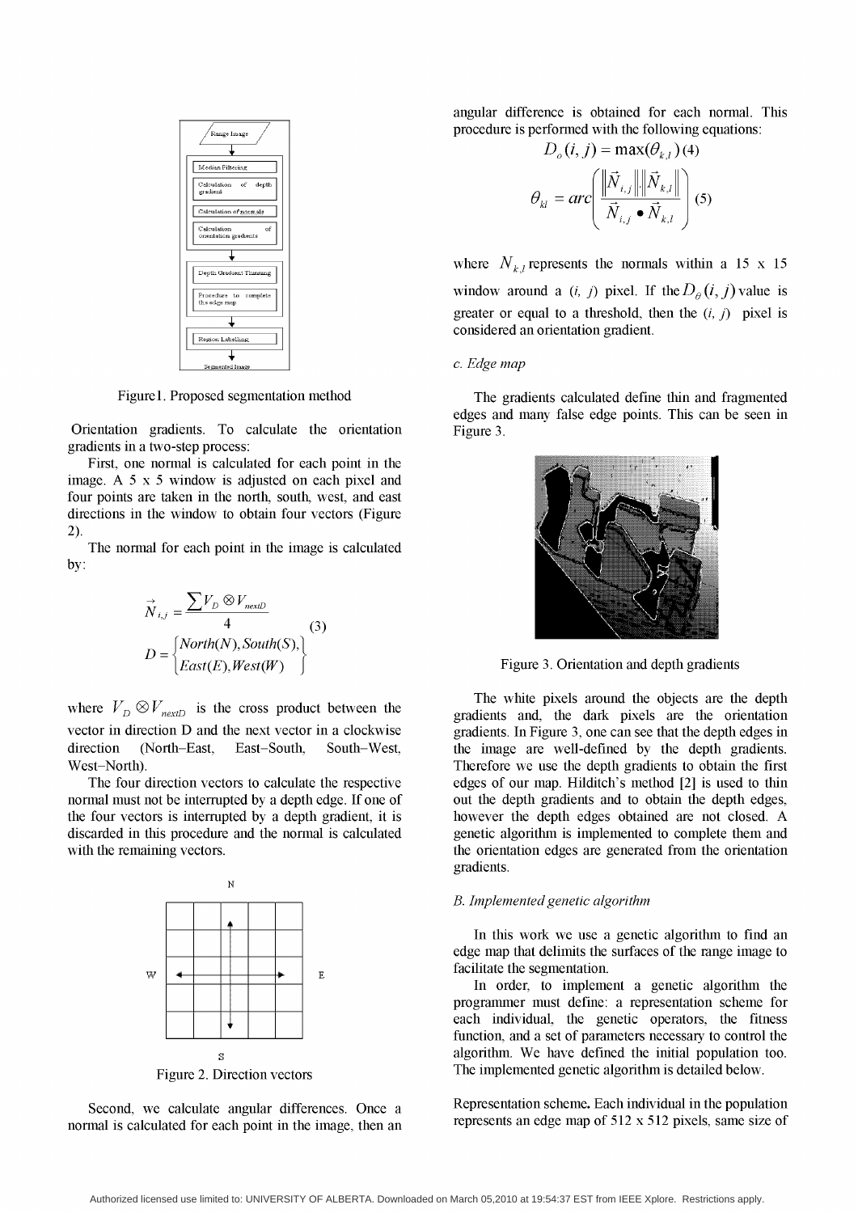Figure1. Proposed segmentation method

Orientation gradients. To calculate the orientation gradients in a two-step process:

First, one normal is calculated for each point in the image. A 5 x 5 window is adjusted on each pixel and four points are taken in the north, south, west, and east directions in the window to obtain four vectors (Figure 2).

The normal for each point in the image is calculated by:

$$\vec{N}_{i,j} = \frac{\sum V_D \otimes V_{nextD}}{4} \qquad (3)$$

$$D = \begin{Bmatrix} North(N), South(S), \\ East(E), West(W) \end{Bmatrix}$$

where $V_D \otimes V_{nextD}$ is the cross product between the vector in direction D and the next vector in a clockwise direction (North–East, East–South, South–West, West–North).

The four direction vectors to calculate the respective normal must not be interrupted by a depth edge. If one of the four vectors is interrupted by a depth gradient, it is discarded in this procedure and the normal is calculated with the remaining vectors.

Figure 2. Direction vectors

Second, we calculate angular differences. Once a normal is calculated for each point in the image, then an angular difference is obtained for each normal. This procedure is performed with the following equations:

$$D_o(i,j) = \max(\theta_{k,l}) \quad (4)$$

$$\theta_{kl} = arc\left(\frac{\left\|\vec{N}_{i,j}\right\|\left\|\vec{N}_{k,l}\right\|}{\vec{N}_{i,j} \bullet \vec{N}_{k,l}}\right) \quad (5)$$

where $N_{k,l}$ represents the normals within a 15 x 15 window around a (*i, j*) pixel. If the $D_\theta(i,j)$ value is greater or equal to a threshold, then the (*i, j*) pixel is considered an orientation gradient.

*c. Edge map*

The gradients calculated define thin and fragmented edges and many false edge points. This can be seen in Figure 3.

Figure 3. Orientation and depth gradients

The white pixels around the objects are the depth gradients and, the dark pixels are the orientation gradients. In Figure 3, one can see that the depth edges in the image are well-defined by the depth gradients. Therefore we use the depth gradients to obtain the first edges of our map. Hilditch's method [2] is used to thin out the depth gradients and to obtain the depth edges, however the depth edges obtained are not closed. A genetic algorithm is implemented to complete them and the orientation edges are generated from the orientation gradients.

*B. Implemented genetic algorithm*

In this work we use a genetic algorithm to find an edge map that delimits the surfaces of the range image to facilitate the segmentation.

In order, to implement a genetic algorithm the programmer must define: a representation scheme for each individual, the genetic operators, the fitness function, and a set of parameters necessary to control the algorithm. We have defined the initial population too. The implemented genetic algorithm is detailed below.

**Representation scheme.** Each individual in the population represents an edge map of 512 x 512 pixels, same size of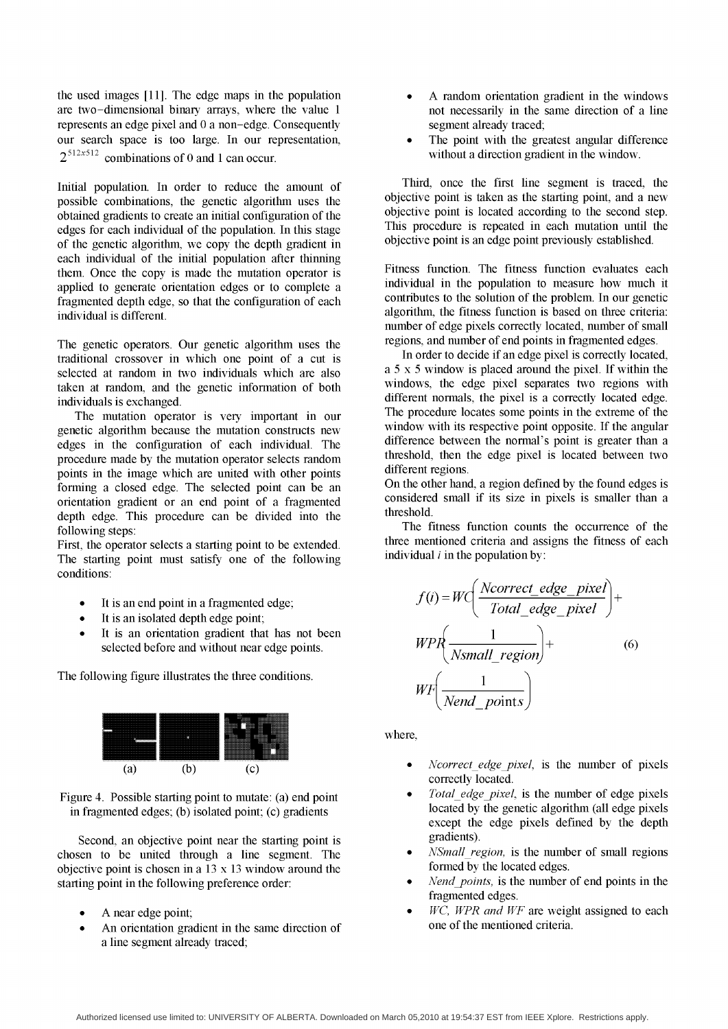the used images [11]. The edge maps in the population are two-dimensional binary arrays, where the value 1 represents an edge pixel and 0 a non-edge. Consequently our search space is too large. In our representation, $2^{512x512}$ combinations of 0 and 1 can occur.

Initial population. In order to reduce the amount of possible combinations, the genetic algorithm uses the obtained gradients to create an initial configuration of the edges for each individual of the population. In this stage of the genetic algorithm, we copy the depth gradient in each individual of the initial population after thinning them. Once the copy is made the mutation operator is applied to generate orientation edges or to complete a fragmented depth edge, so that the configuration of each individual is different.

The genetic operators. Our genetic algorithm uses the traditional crossover in which one point of a cut is selected at random in two individuals which are also taken at random, and the genetic information of both individuals is exchanged.

The mutation operator is very important in our genetic algorithm because the mutation constructs new edges in the configuration of each individual. The procedure made by the mutation operator selects random points in the image which are united with other points forming a closed edge. The selected point can be an orientation gradient or an end point of a fragmented depth edge. This procedure can be divided into the following steps:

First, the operator selects a starting point to be extended. The starting point must satisfy one of the following conditions:

- It is an end point in a fragmented edge;
- It is an isolated depth edge point;
- It is an orientation gradient that has not been selected before and without near edge points.

The following figure illustrates the three conditions.

(a) (b) (c)

Figure 4. Possible starting point to mutate: (a) end point in fragmented edges; (b) isolated point; (c) gradients

Second, an objective point near the starting point is chosen to be united through a line segment. The objective point is chosen in a 13 x 13 window around the starting point in the following preference order:

- A near edge point;
- An orientation gradient in the same direction of a line segment already traced;
- A random orientation gradient in the windows not necessarily in the same direction of a line segment already traced;
- The point with the greatest angular difference without a direction gradient in the window.

Third, once the first line segment is traced, the objective point is taken as the starting point, and a new objective point is located according to the second step. This procedure is repeated in each mutation until the objective point is an edge point previously established.

Fitness function. The fitness function evaluates each individual in the population to measure how much it contributes to the solution of the problem. In our genetic algorithm, the fitness function is based on three criteria: number of edge pixels correctly located, number of small regions, and number of end points in fragmented edges.

In order to decide if an edge pixel is correctly located, a 5 x 5 window is placed around the pixel. If within the windows, the edge pixel separates two regions with different normals, the pixel is a correctly located edge. The procedure locates some points in the extreme of the window with its respective point opposite. If the angular difference between the normal's point is greater than a threshold, then the edge pixel is located between two different regions.

On the other hand, a region defined by the found edges is considered small if its size in pixels is smaller than a threshold.

The fitness function counts the occurrence of the three mentioned criteria and assigns the fitness of each individual $i$ in the population by:

$$f(i) = WC\left(\frac{Ncorrect\_edge\_pixel}{Total\_edge\_pixel}\right) + WPR\left(\frac{1}{Nsmall\_region}\right) + WF\left(\frac{1}{Nend\_points}\right) \quad (6)$$

where,

- *Ncorrect_edge_pixel*, is the number of pixels correctly located.
- *Total_edge_pixel*, is the number of edge pixels located by the genetic algorithm (all edge pixels except the edge pixels defined by the depth gradients).
- *NSmall_region*, is the number of small regions formed by the located edges.
- *Nend_points*, is the number of end points in the fragmented edges.
- *WC, WPR and WF* are weight assigned to each one of the mentioned criteria.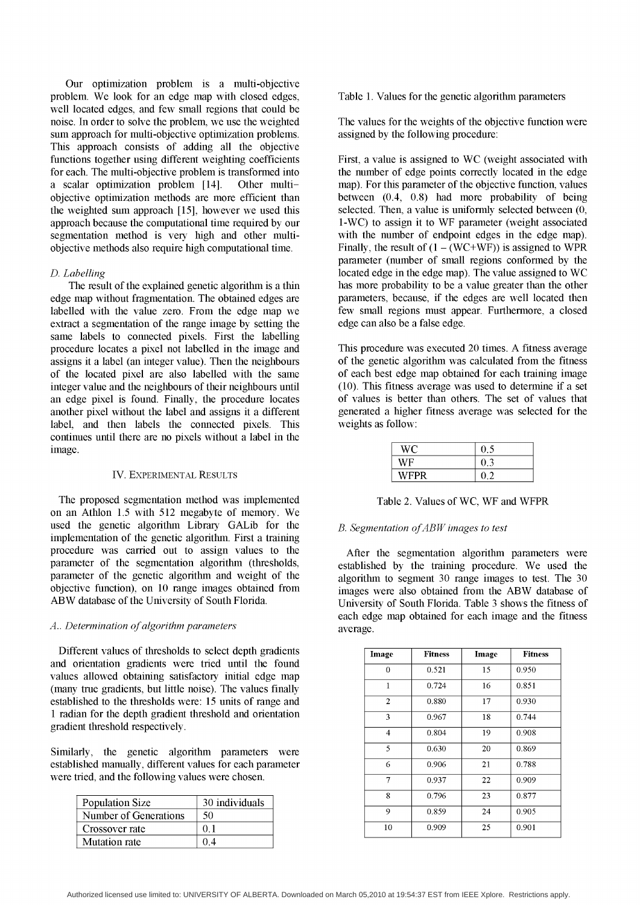Our optimization problem is a multi-objective problem. We look for an edge map with closed edges, well located edges, and few small regions that could be noise. In order to solve the problem, we use the weighted sum approach for multi-objective optimization problems. This approach consists of adding all the objective functions together using different weighting coefficients for each. The multi-objective problem is transformed into a scalar optimization problem [14]. Other multi-objective optimization methods are more efficient than the weighted sum approach [15], however we used this approach because the computational time required by our segmentation method is very high and other multi-objective methods also require high computational time.

### *D. Labelling*

The result of the explained genetic algorithm is a thin edge map without fragmentation. The obtained edges are labelled with the value zero. From the edge map we extract a segmentation of the range image by setting the same labels to connected pixels. First the labelling procedure locates a pixel not labelled in the image and assigns it a label (an integer value). Then the neighbours of the located pixel are also labelled with the same integer value and the neighbours of their neighbours until an edge pixel is found. Finally, the procedure locates another pixel without the label and assigns it a different label, and then labels the connected pixels. This continues until there are no pixels without a label in the image.

## IV. Experimental Results

The proposed segmentation method was implemented on an Athlon 1.5 with 512 megabyte of memory. We used the genetic algorithm Library GALib for the implementation of the genetic algorithm. First a training procedure was carried out to assign values to the parameter of the segmentation algorithm (thresholds, parameter of the genetic algorithm and weight of the objective function), on 10 range images obtained from ABW database of the University of South Florida.

### *A.. Determination of algorithm parameters*

Different values of thresholds to select depth gradients and orientation gradients were tried until the found values allowed obtaining satisfactory initial edge map (many true gradients, but little noise). The values finally established to the thresholds were: 15 units of range and 1 radian for the depth gradient threshold and orientation gradient threshold respectively.

Similarly, the genetic algorithm parameters were established manually, different values for each parameter were tried, and the following values were chosen.

| Population Size | 30 individuals |
|---|---|
| Number of Generations | 50 |
| Crossover rate | 0.1 |
| Mutation rate | 0.4 |

Table 1. Values for the genetic algorithm parameters

The values for the weights of the objective function were assigned by the following procedure:

First, a value is assigned to WC (weight associated with the number of edge points correctly located in the edge map). For this parameter of the objective function, values between (0.4, 0.8) had more probability of being selected. Then, a value is uniformly selected between (0, 1-WC) to assign it to WF parameter (weight associated with the number of endpoint edges in the edge map). Finally, the result of (1 – (WC+WF)) is assigned to WPR parameter (number of small regions conformed by the located edge in the edge map). The value assigned to WC has more probability to be a value greater than the other parameters, because, if the edges are well located then few small regions must appear. Furthermore, a closed edge can also be a false edge.

This procedure was executed 20 times. A fitness average of the genetic algorithm was calculated from the fitness of each best edge map obtained for each training image (10). This fitness average was used to determine if a set of values is better than others. The set of values that generated a higher fitness average was selected for the weights as follow:

| WC | 0.5 |
|---|---|
| WF | 0.3 |
| WFPR | 0.2 |

Table 2. Values of WC, WF and WFPR

### *B. Segmentation of ABW images to test*

After the segmentation algorithm parameters were established by the training procedure. We used the algorithm to segment 30 range images to test. The 30 images were also obtained from the ABW database of University of South Florida. Table 3 shows the fitness of each edge map obtained for each image and the fitness average.

| Image | Fitness | Image | Fitness |
|---|---|---|---|
| 0 | 0.521 | 15 | 0.950 |
| 1 | 0.724 | 16 | 0.851 |
| 2 | 0.880 | 17 | 0.930 |
| 3 | 0.967 | 18 | 0.744 |
| 4 | 0.804 | 19 | 0.908 |
| 5 | 0.630 | 20 | 0.869 |
| 6 | 0.906 | 21 | 0.788 |
| 7 | 0.937 | 22 | 0.909 |
| 8 | 0.796 | 23 | 0.877 |
| 9 | 0.859 | 24 | 0.905 |
| 10 | 0.909 | 25 | 0.901 |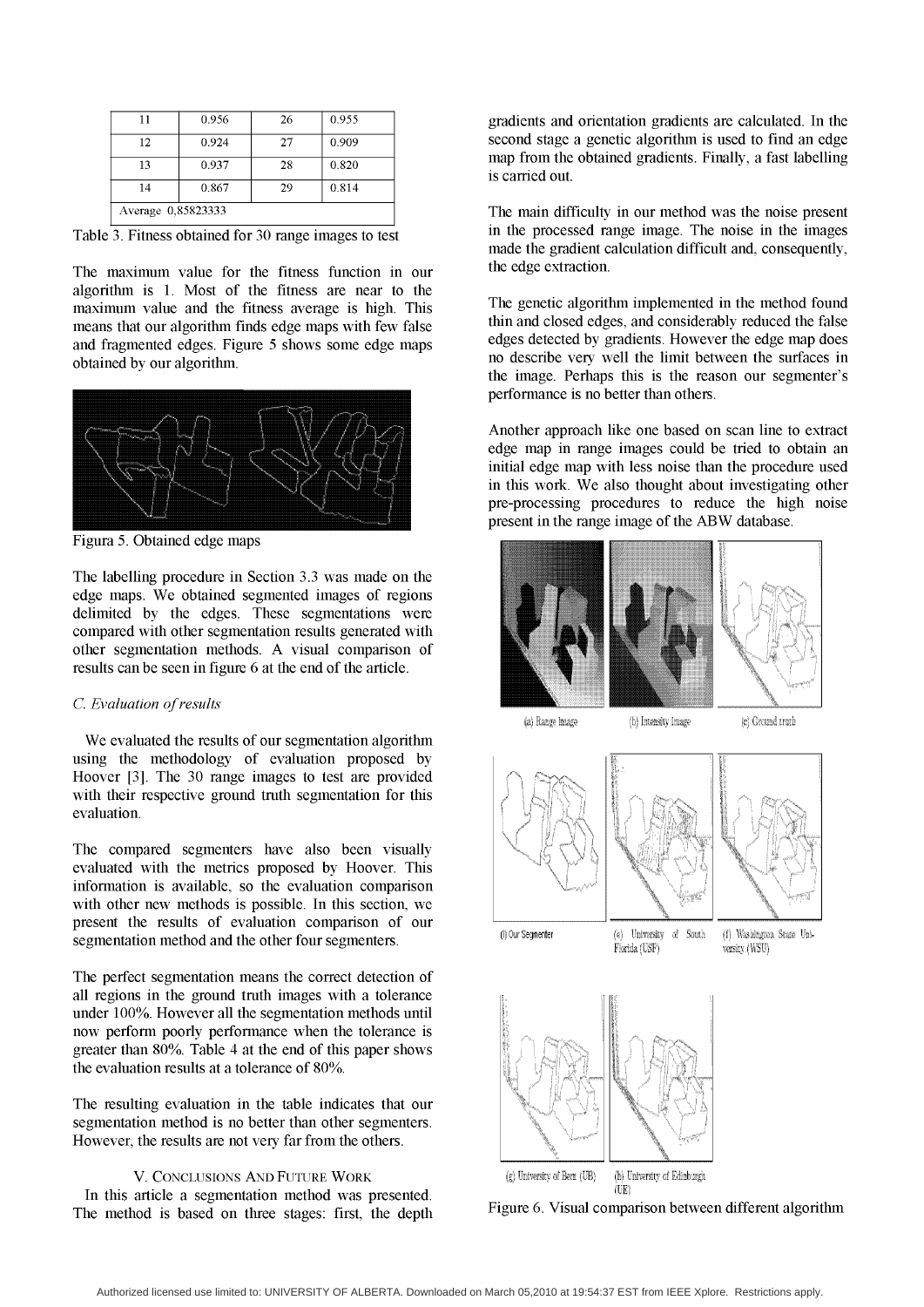| 11 | 0.956 | 26 | 0.955 |
|---|---|---|---|
| 12 | 0.924 | 27 | 0.909 |
| 13 | 0.937 | 28 | 0.820 |
| 14 | 0.867 | 29 | 0.814 |
| Average 0,85823333 | | | |

Table 3. Fitness obtained for 30 range images to test

The maximum value for the fitness function in our algorithm is 1. Most of the fitness are near to the maximum value and the fitness average is high. This means that our algorithm finds edge maps with few false and fragmented edges. Figure 5 shows some edge maps obtained by our algorithm.

Figura 5. Obtained edge maps

The labelling procedure in Section 3.3 was made on the edge maps. We obtained segmented images of regions delimited by the edges. These segmentations were compared with other segmentation results generated with other segmentation methods. A visual comparison of results can be seen in figure 6 at the end of the article.

### C. *Evaluation of results*

We evaluated the results of our segmentation algorithm using the methodology of evaluation proposed by Hoover [3]. The 30 range images to test are provided with their respective ground truth segmentation for this evaluation.

The compared segmenters have also been visually evaluated with the metrics proposed by Hoover. This information is available, so the evaluation comparison with other new methods is possible. In this section, we present the results of evaluation comparison of our segmentation method and the other four segmenters.

The perfect segmentation means the correct detection of all regions in the ground truth images with a tolerance under 100%. However all the segmentation methods until now perform poorly performance when the tolerance is greater than 80%. Table 4 at the end of this paper shows the evaluation results at a tolerance of 80%.

The resulting evaluation in the table indicates that our segmentation method is no better than other segmenters. However, the results are not very far from the others.

## V. Conclusions And Future Work

In this article a segmentation method was presented. The method is based on three stages: first, the depth gradients and orientation gradients are calculated. In the second stage a genetic algorithm is used to find an edge map from the obtained gradients. Finally, a fast labelling is carried out.

The main difficulty in our method was the noise present in the processed range image. The noise in the images made the gradient calculation difficult and, consequently, the edge extraction.

The genetic algorithm implemented in the method found thin and closed edges, and considerably reduced the false edges detected by gradients. However the edge map does no describe very well the limit between the surfaces in the image. Perhaps this is the reason our segmenter's performance is no better than others.

Another approach like one based on scan line to extract edge map in range images could be tried to obtain an initial edge map with less noise than the procedure used in this work. We also thought about investigating other pre-processing procedures to reduce the high noise present in the range image of the ABW database.

(a) Range Image (b) Intensity Image (c) Ground truth

(i) Our Segmenter (e) University of South Florida (USF) (f) Washington State University (WSU)

(g) University of Bern (UB) (h) University of Edinburgh (UE)

Figure 6. Visual comparison between different algorithm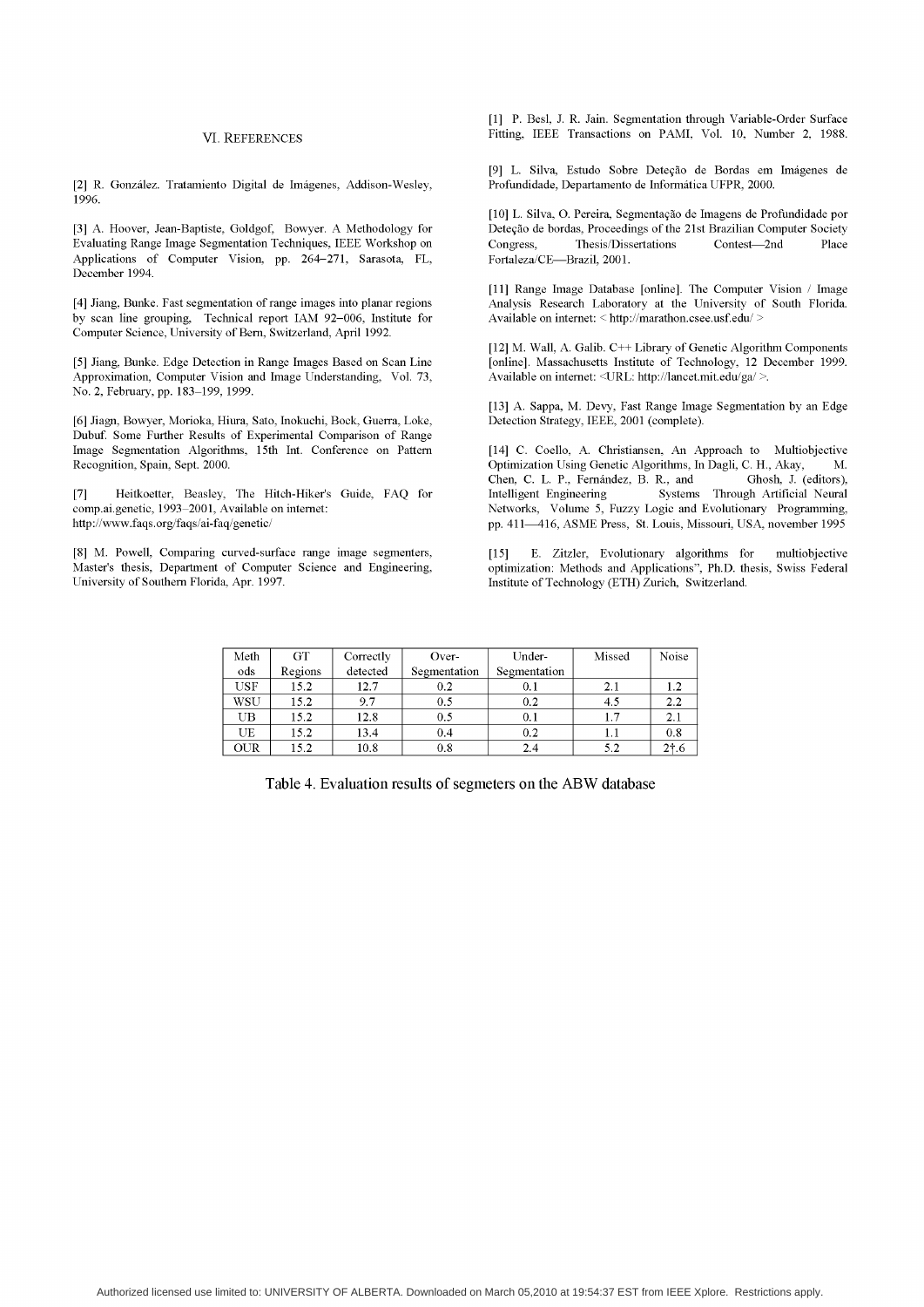## VI. References

[1] P. Besl, J. R. Jain. Segmentation through Variable-Order Surface Fitting, IEEE Transactions on PAMI, Vol. 10, Number 2, 1988.

[2] R. González. Tratamiento Digital de Imágenes, Addison-Wesley, 1996.

[3] A. Hoover, Jean-Baptiste, Goldgof, Bowyer. A Methodology for Evaluating Range Image Segmentation Techniques, IEEE Workshop on Applications of Computer Vision, pp. 264–271, Sarasota, FL, December 1994.

[4] Jiang, Bunke. Fast segmentation of range images into planar regions by scan line grouping, Technical report IAM 92–006, Institute for Computer Science, University of Bern, Switzerland, April 1992.

[5] Jiang, Bunke. Edge Detection in Range Images Based on Scan Line Approximation, Computer Vision and Image Understanding, Vol. 73, No. 2, February, pp. 183–199, 1999.

[6] Jiagn, Bowyer, Morioka, Hiura, Sato, Inokuchi, Bock, Guerra, Loke, Dubuf. Some Further Results of Experimental Comparison of Range Image Segmentation Algorithms, 15th Int. Conference on Pattern Recognition, Spain, Sept. 2000.

[7] Heitkoetter, Beasley, The Hitch-Hiker's Guide, FAQ for comp.ai.genetic, 1993–2001, Available on internet: http://www.faqs.org/faqs/ai-faq/genetic/

[8] M. Powell, Comparing curved-surface range image segmenters, Master's thesis, Department of Computer Science and Engineering, University of Southern Florida, Apr. 1997.

[9] L. Silva, Estudo Sobre Deteção de Bordas em Imágenes de Profundidade, Departamento de Informática UFPR, 2000.

[10] L. Silva, O. Pereira, Segmentação de Imagens de Profundidade por Deteção de bordas, Proceedings of the 21st Brazilian Computer Society Congress, Thesis/Dissertations Contest—2nd Place Fortaleza/CE—Brazil, 2001.

[11] Range Image Database [online]. The Computer Vision / Image Analysis Research Laboratory at the University of South Florida. Available on internet: < http://marathon.csee.usf.edu/ >

[12] M. Wall, A. Galib. C++ Library of Genetic Algorithm Components [online]. Massachusetts Institute of Technology, 12 December 1999. Available on internet: <URL: http://lancet.mit.edu/ga/ >.

[13] A. Sappa, M. Devy, Fast Range Image Segmentation by an Edge Detection Strategy, IEEE, 2001 (complete).

[14] C. Coello, A. Christiansen, An Approach to Multiobjective Optimization Using Genetic Algorithms, In Dagli, C. H., Akay, M. Chen, C. L. P., Fernández, B. R., and Ghosh, J. (editors), Intelligent Engineering Systems Through Artificial Neural Networks, Volume 5, Fuzzy Logic and Evolutionary Programming, pp. 411—416, ASME Press, St. Louis, Missouri, USA, november 1995

[15] E. Zitzler, Evolutionary algorithms for multiobjective optimization: Methods and Applications", Ph.D. thesis, Swiss Federal Institute of Technology (ETH) Zurich, Switzerland.

| Methods | GT Regions | Correctly detected | Over-Segmentation | Under-Segmentation | Missed | Noise |
|---|---|---|---|---|---|---|
| USF | 15.2 | 12.7 | 0.2 | 0.1 | 2.1 | 1.2 |
| WSU | 15.2 | 9.7 | 0.5 | 0.2 | 4.5 | 2.2 |
| UB | 15.2 | 12.8 | 0.5 | 0.1 | 1.7 | 2.1 |
| UE | 15.2 | 13.4 | 0.4 | 0.2 | 1.1 | 0.8 |
| OUR | 15.2 | 10.8 | 0.8 | 2.4 | 5.2 | 2†.6 |

Table 4. Evaluation results of segmeters on the ABW database